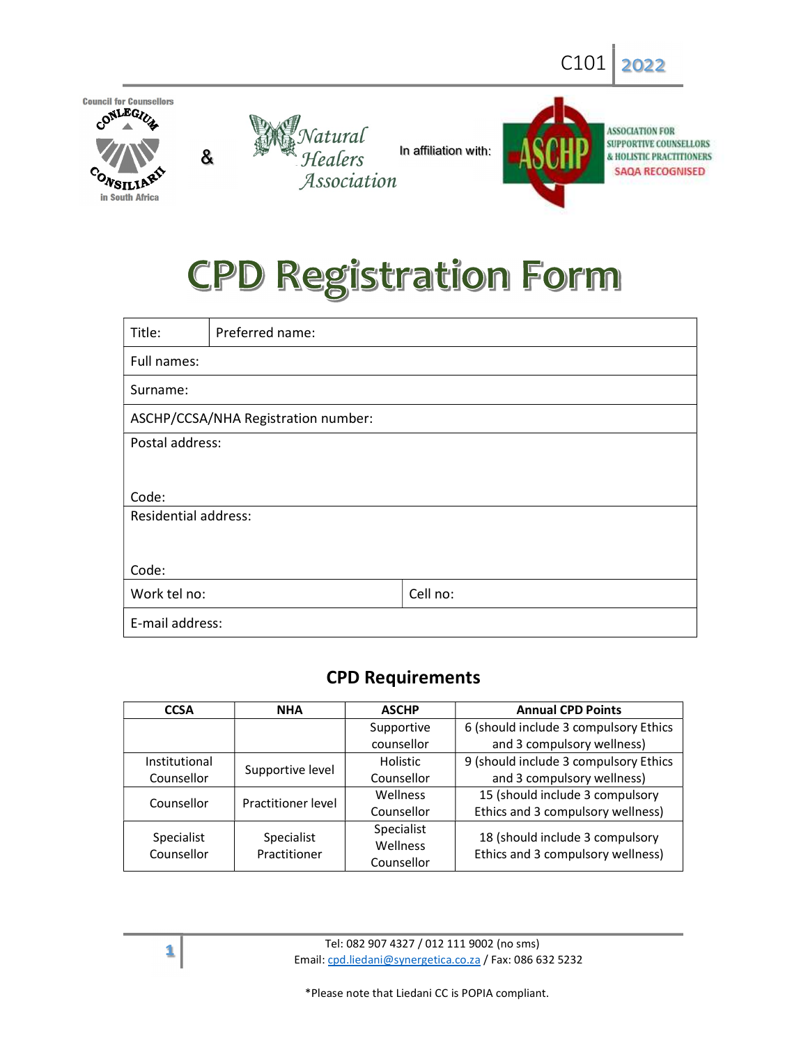C101 | 2022

Council for Counsellors
CONLEGIUM CONSILIARII in South Africa

&

Natural Healers Association

In affiliation with:

ASCHP
ASSOCIATION FOR SUPPORTIVE COUNSELLORS & HOLISTIC PRACTITIONERS
SAQA RECOGNISED

# CPD Registration Form

| Title: | Preferred name: |
|---|---|
| Full names: | |
| Surname: | |
| ASCHP/CCSA/NHA Registration number: | |
| Postal address:<br><br>Code: | |
| Residential address:<br><br>Code: | |
| Work tel no: | Cell no: |
| E-mail address: | |

## CPD Requirements

| CCSA | NHA | ASCHP | Annual CPD Points |
|---|---|---|---|
| | | Supportive counsellor | 6 (should include 3 compulsory Ethics and 3 compulsory wellness) |
| Institutional Counsellor | Supportive level | Holistic Counsellor | 9 (should include 3 compulsory Ethics and 3 compulsory wellness) |
| Counsellor | Practitioner level | Wellness Counsellor | 15 (should include 3 compulsory Ethics and 3 compulsory wellness) |
| Specialist Counsellor | Specialist Practitioner | Specialist Wellness Counsellor | 18 (should include 3 compulsory Ethics and 3 compulsory wellness) |

Tel: 082 907 4327 / 012 111 9002 (no sms)
Email: cpd.liedani@synergetica.co.za / Fax: 086 632 5232

*Please note that Liedani CC is POPIA compliant.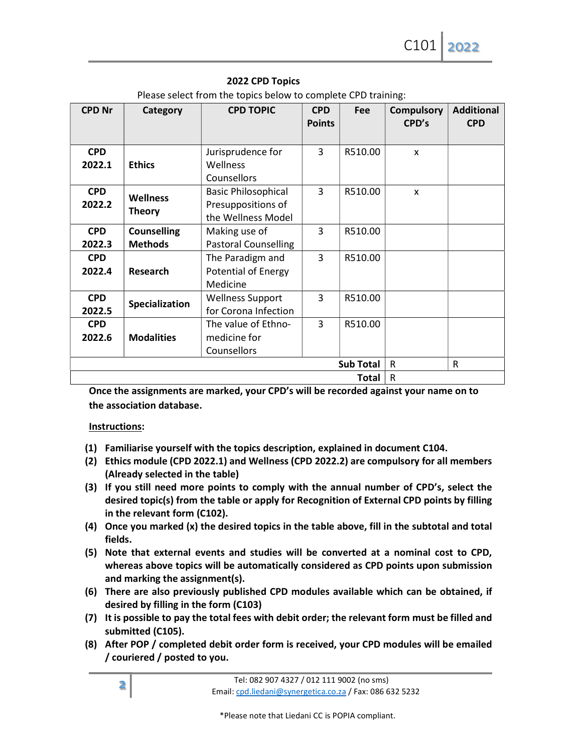## 2022 CPD Topics

Please select from the topics below to complete CPD training:

| CPD Nr | Category | CPD TOPIC | CPD Points | Fee | Compulsory CPD's | Additional CPD |
|---|---|---|---|---|---|---|
| **CPD 2022.1** | **Ethics** | Jurisprudence for Wellness Counsellors | 3 | R510.00 | x | |
| **CPD 2022.2** | **Wellness Theory** | Basic Philosophical Presuppositions of the Wellness Model | 3 | R510.00 | x | |
| **CPD 2022.3** | **Counselling Methods** | Making use of Pastoral Counselling | 3 | R510.00 | | |
| **CPD 2022.4** | **Research** | The Paradigm and Potential of Energy Medicine | 3 | R510.00 | | |
| **CPD 2022.5** | **Specialization** | Wellness Support for Corona Infection | 3 | R510.00 | | |
| **CPD 2022.6** | **Modalities** | The value of Ethno-medicine for Counsellors | 3 | R510.00 | | |
| | | | | **Sub Total** | R | R |
| | | | | **Total** | R | |

**Once the assignments are marked, your CPD's will be recorded against your name on to the association database.**

**Instructions:**

1. **Familiarise yourself with the topics description, explained in document C104.**
2. **Ethics module (CPD 2022.1) and Wellness (CPD 2022.2) are compulsory for all members (Already selected in the table)**
3. **If you still need more points to comply with the annual number of CPD's, select the desired topic(s) from the table or apply for Recognition of External CPD points by filling in the relevant form (C102).**
4. **Once you marked (x) the desired topics in the table above, fill in the subtotal and total fields.**
5. **Note that external events and studies will be converted at a nominal cost to CPD, whereas above topics will be automatically considered as CPD points upon submission and marking the assignment(s).**
6. **There are also previously published CPD modules available which can be obtained, if desired by filling in the form (C103)**
7. **It is possible to pay the total fees with debit order; the relevant form must be filled and submitted (C105).**
8. **After POP / completed debit order form is received, your CPD modules will be emailed / couriered / posted to you.**

Tel: 082 907 4327 / 012 111 9002 (no sms)
Email: cpd.liedani@synergetica.co.za / Fax: 086 632 5232

*Please note that Liedani CC is POPIA compliant.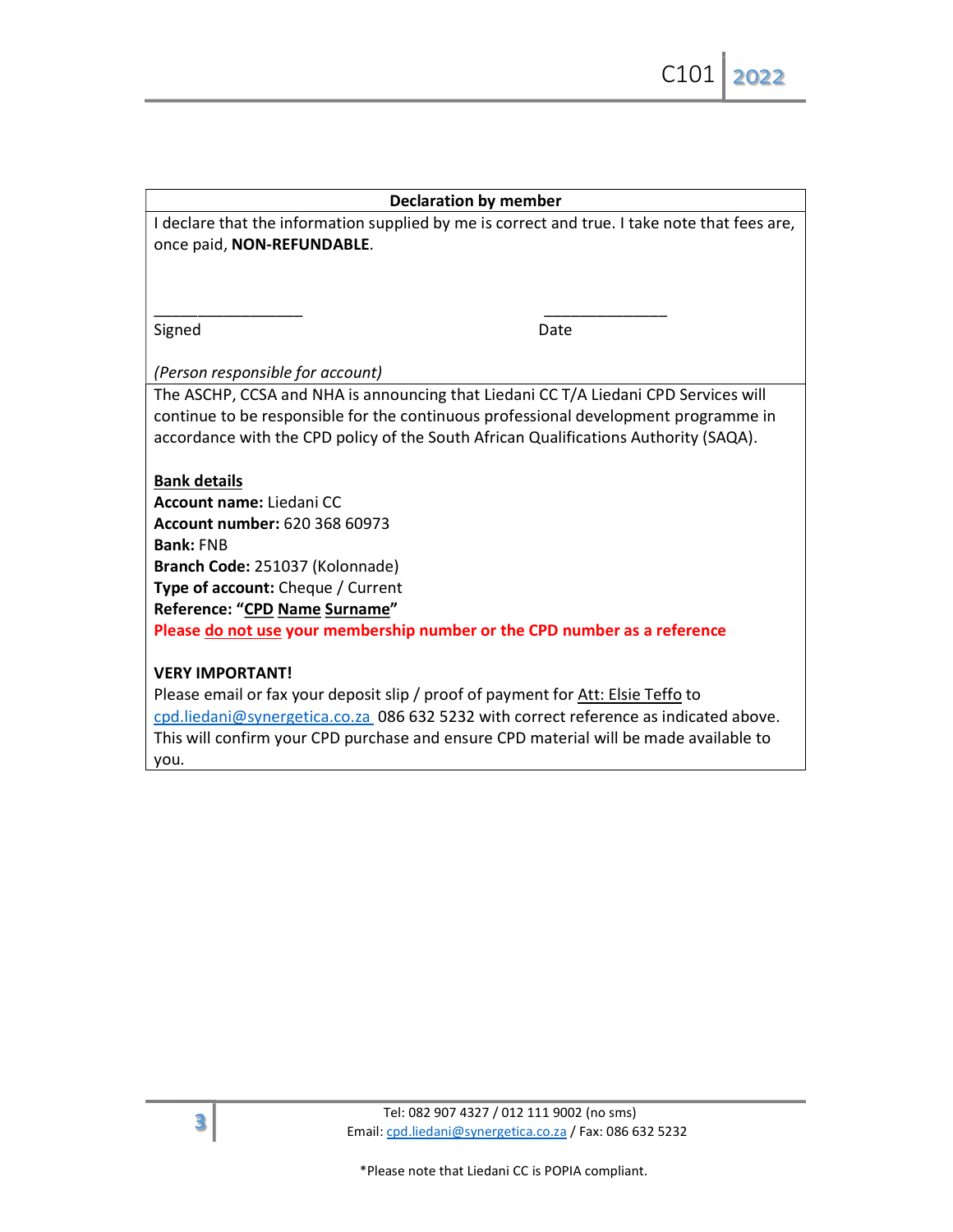**Declaration by member**

I declare that the information supplied by me is correct and true. I take note that fees are, once paid, **NON-REFUNDABLE**.

________________ ______________

Signed Date

*(Person responsible for account)*

The ASCHP, CCSA and NHA is announcing that Liedani CC T/A Liedani CPD Services will continue to be responsible for the continuous professional development programme in accordance with the CPD policy of the South African Qualifications Authority (SAQA).

**Bank details**

**Account name:** Liedani CC
**Account number:** 620 368 60973
**Bank:** FNB
**Branch Code:** 251037 (Kolonnade)
**Type of account:** Cheque / Current
**Reference: "CPD Name Surname"**
**Please do not use your membership number or the CPD number as a reference**

**VERY IMPORTANT!**

Please email or fax your deposit slip / proof of payment for Att: Elsie Teffo to cpd.liedani@synergetica.co.za 086 632 5232 with correct reference as indicated above. This will confirm your CPD purchase and ensure CPD material will be made available to you.

Tel: 082 907 4327 / 012 111 9002 (no sms)
Email: cpd.liedani@synergetica.co.za / Fax: 086 632 5232

*Please note that Liedani CC is POPIA compliant.